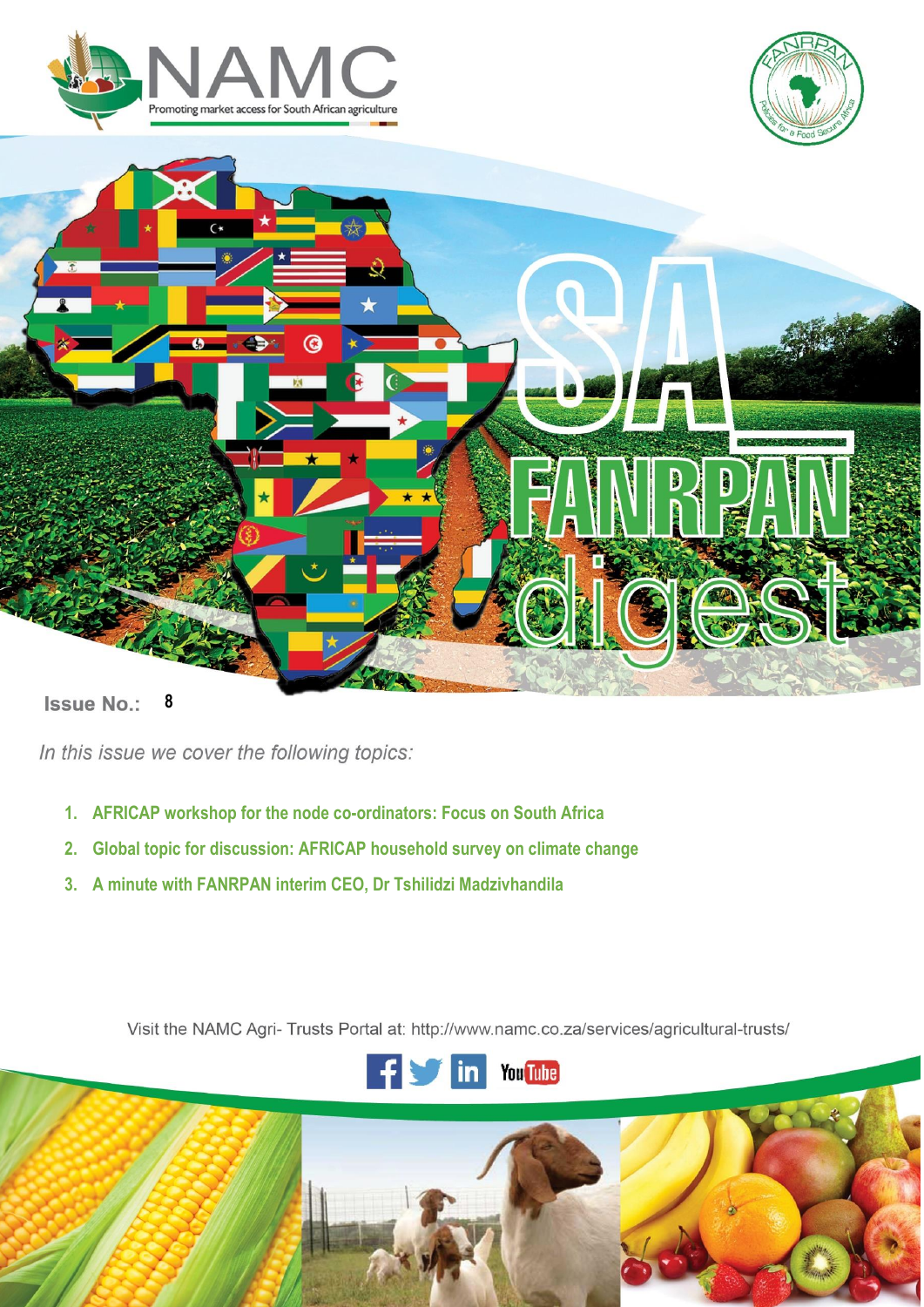NAMC

Promoting market access for South African agriculture

# SA FANRPAN digest

**Issue No.:** 8

*In this issue we cover the following topics:*

1. **AFRICAP workshop for the node co-ordinators: Focus on South Africa**
2. **Global topic for discussion: AFRICAP household survey on climate change**
3. **A minute with FANRPAN interim CEO, Dr Tshilidzi Madzivhandila**

Visit the NAMC Agri- Trusts Portal at: http://www.namc.co.za/services/agricultural-trusts/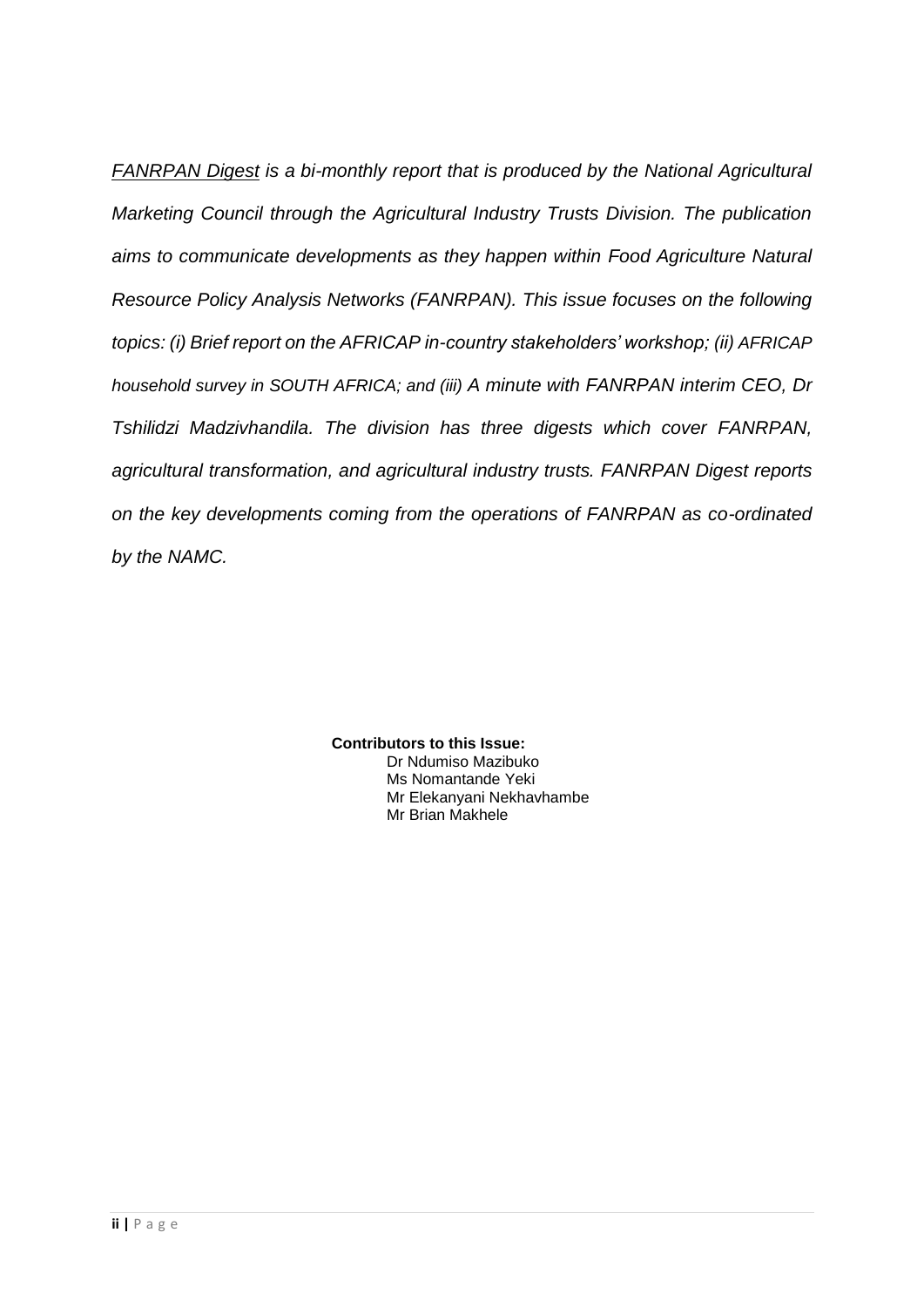*<u>FANRPAN Digest</u> is a bi-monthly report that is produced by the National Agricultural Marketing Council through the Agricultural Industry Trusts Division. The publication aims to communicate developments as they happen within Food Agriculture Natural Resource Policy Analysis Networks (FANRPAN). This issue focuses on the following topics: (i) Brief report on the AFRICAP in-country stakeholders' workshop; (ii) AFRICAP household survey in SOUTH AFRICA; and (iii) A minute with FANRPAN interim CEO, Dr Tshilidzi Madzivhandila. The division has three digests which cover FANRPAN, agricultural transformation, and agricultural industry trusts. FANRPAN Digest reports on the key developments coming from the operations of FANRPAN as co-ordinated by the NAMC.*

**Contributors to this Issue:**

Dr Ndumiso Mazibuko  
Ms Nomantande Yeki  
Mr Elekanyani Nekhavhambe  
Mr Brian Makhele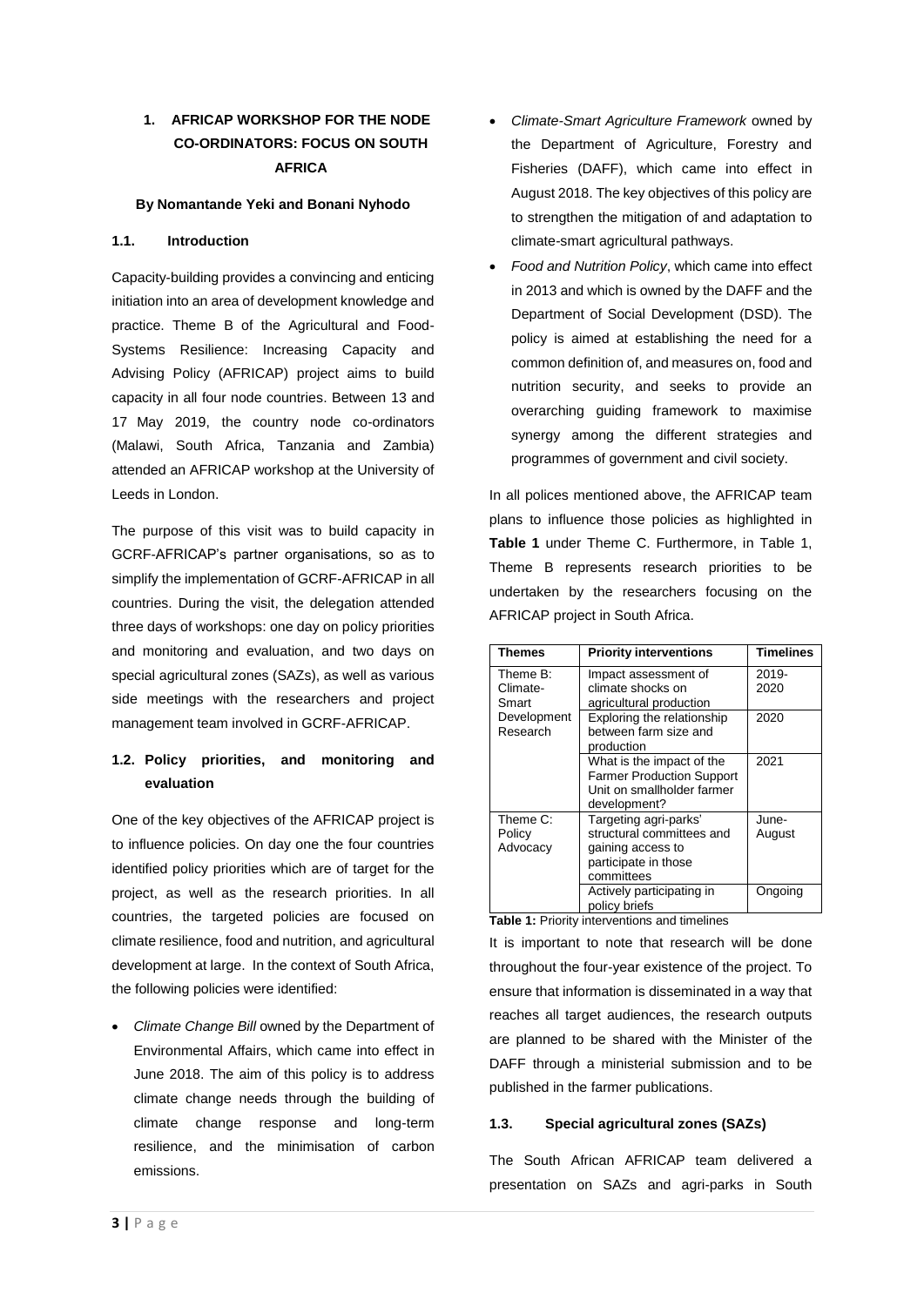## 1. AFRICAP WORKSHOP FOR THE NODE CO-ORDINATORS: FOCUS ON SOUTH AFRICA

**By Nomantande Yeki and Bonani Nyhodo**

### 1.1. Introduction

Capacity-building provides a convincing and enticing initiation into an area of development knowledge and practice. Theme B of the Agricultural and Food-Systems Resilience: Increasing Capacity and Advising Policy (AFRICAP) project aims to build capacity in all four node countries. Between 13 and 17 May 2019, the country node co-ordinators (Malawi, South Africa, Tanzania and Zambia) attended an AFRICAP workshop at the University of Leeds in London.

The purpose of this visit was to build capacity in GCRF-AFRICAP's partner organisations, so as to simplify the implementation of GCRF-AFRICAP in all countries. During the visit, the delegation attended three days of workshops: one day on policy priorities and monitoring and evaluation, and two days on special agricultural zones (SAZs), as well as various side meetings with the researchers and project management team involved in GCRF-AFRICAP.

### 1.2. Policy priorities, and monitoring and evaluation

One of the key objectives of the AFRICAP project is to influence policies. On day one the four countries identified policy priorities which are of target for the project, as well as the research priorities. In all countries, the targeted policies are focused on climate resilience, food and nutrition, and agricultural development at large. In the context of South Africa, the following policies were identified:

- *Climate Change Bill* owned by the Department of Environmental Affairs, which came into effect in June 2018. The aim of this policy is to address climate change needs through the building of climate change response and long-term resilience, and the minimisation of carbon emissions.
- *Climate-Smart Agriculture Framework* owned by the Department of Agriculture, Forestry and Fisheries (DAFF), which came into effect in August 2018. The key objectives of this policy are to strengthen the mitigation of and adaptation to climate-smart agricultural pathways.
- *Food and Nutrition Policy*, which came into effect in 2013 and which is owned by the DAFF and the Department of Social Development (DSD). The policy is aimed at establishing the need for a common definition of, and measures on, food and nutrition security, and seeks to provide an overarching guiding framework to maximise synergy among the different strategies and programmes of government and civil society.

In all polices mentioned above, the AFRICAP team plans to influence those policies as highlighted in **Table 1** under Theme C. Furthermore, in Table 1, Theme B represents research priorities to be undertaken by the researchers focusing on the AFRICAP project in South Africa.

| Themes | Priority interventions | Timelines |
|---|---|---|
| Theme B: Climate-Smart Development Research | Impact assessment of climate shocks on agricultural production | 2019-2020 |
| | Exploring the relationship between farm size and production | 2020 |
| | What is the impact of the Farmer Production Support Unit on smallholder farmer development? | 2021 |
| Theme C: Policy Advocacy | Targeting agri-parks' structural committees and gaining access to participate in those committees | June-August |
| | Actively participating in policy briefs | Ongoing |

**Table 1:** Priority interventions and timelines

It is important to note that research will be done throughout the four-year existence of the project. To ensure that information is disseminated in a way that reaches all target audiences, the research outputs are planned to be shared with the Minister of the DAFF through a ministerial submission and to be published in the farmer publications.

### 1.3. Special agricultural zones (SAZs)

The South African AFRICAP team delivered a presentation on SAZs and agri-parks in South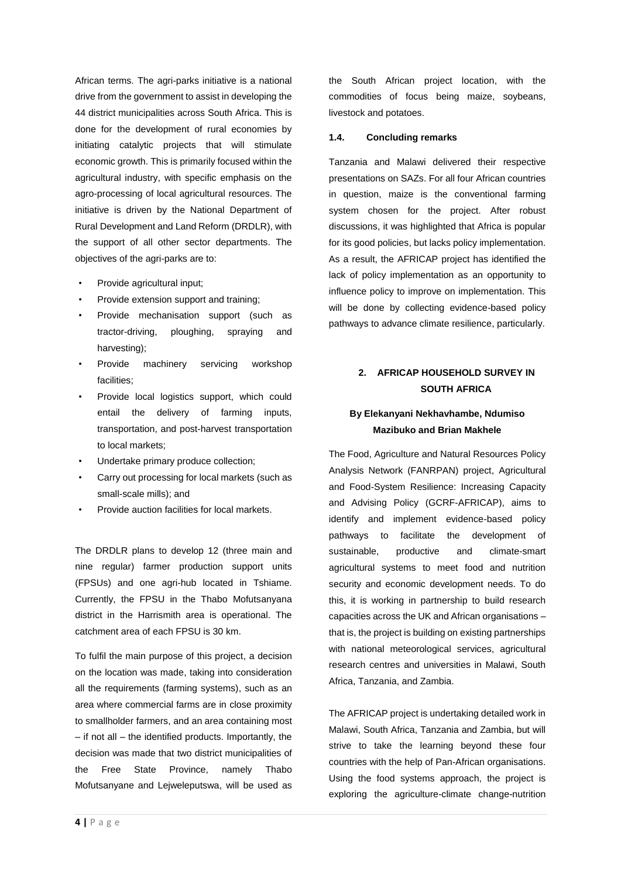African terms. The agri-parks initiative is a national drive from the government to assist in developing the 44 district municipalities across South Africa. This is done for the development of rural economies by initiating catalytic projects that will stimulate economic growth. This is primarily focused within the agricultural industry, with specific emphasis on the agro-processing of local agricultural resources. The initiative is driven by the National Department of Rural Development and Land Reform (DRDLR), with the support of all other sector departments. The objectives of the agri-parks are to:

- Provide agricultural input;
- Provide extension support and training;
- Provide mechanisation support (such as tractor-driving, ploughing, spraying and harvesting);
- Provide machinery servicing workshop facilities;
- Provide local logistics support, which could entail the delivery of farming inputs, transportation, and post-harvest transportation to local markets;
- Undertake primary produce collection;
- Carry out processing for local markets (such as small-scale mills); and
- Provide auction facilities for local markets.

The DRDLR plans to develop 12 (three main and nine regular) farmer production support units (FPSUs) and one agri-hub located in Tshiame. Currently, the FPSU in the Thabo Mofutsanyana district in the Harrismith area is operational. The catchment area of each FPSU is 30 km.

To fulfil the main purpose of this project, a decision on the location was made, taking into consideration all the requirements (farming systems), such as an area where commercial farms are in close proximity to smallholder farmers, and an area containing most – if not all – the identified products. Importantly, the decision was made that two district municipalities of the Free State Province, namely Thabo Mofutsanyane and Lejweleputswa, will be used as the South African project location, with the commodities of focus being maize, soybeans, livestock and potatoes.

### 1.4. Concluding remarks

Tanzania and Malawi delivered their respective presentations on SAZs. For all four African countries in question, maize is the conventional farming system chosen for the project. After robust discussions, it was highlighted that Africa is popular for its good policies, but lacks policy implementation. As a result, the AFRICAP project has identified the lack of policy implementation as an opportunity to influence policy to improve on implementation. This will be done by collecting evidence-based policy pathways to advance climate resilience, particularly.

## 2. AFRICAP HOUSEHOLD SURVEY IN SOUTH AFRICA

**By Elekanyani Nekhavhambe, Ndumiso Mazibuko and Brian Makhele**

The Food, Agriculture and Natural Resources Policy Analysis Network (FANRPAN) project, Agricultural and Food-System Resilience: Increasing Capacity and Advising Policy (GCRF-AFRICAP), aims to identify and implement evidence-based policy pathways to facilitate the development of sustainable, productive and climate-smart agricultural systems to meet food and nutrition security and economic development needs. To do this, it is working in partnership to build research capacities across the UK and African organisations – that is, the project is building on existing partnerships with national meteorological services, agricultural research centres and universities in Malawi, South Africa, Tanzania, and Zambia.

The AFRICAP project is undertaking detailed work in Malawi, South Africa, Tanzania and Zambia, but will strive to take the learning beyond these four countries with the help of Pan-African organisations. Using the food systems approach, the project is exploring the agriculture-climate change-nutrition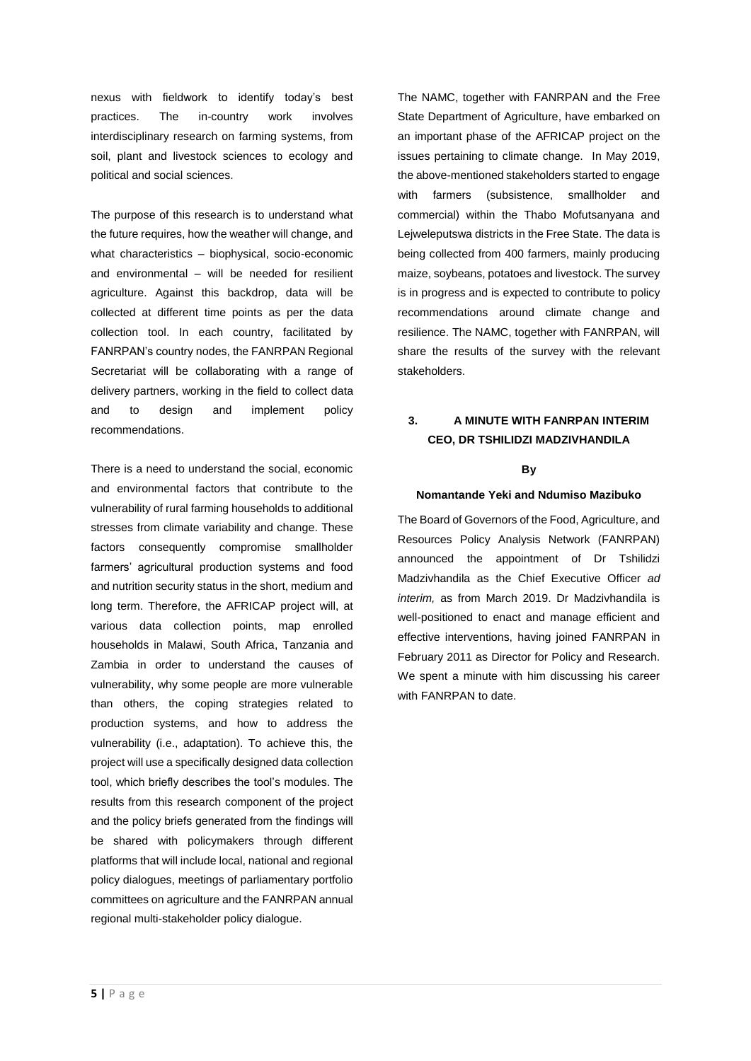nexus with fieldwork to identify today's best practices. The in-country work involves interdisciplinary research on farming systems, from soil, plant and livestock sciences to ecology and political and social sciences.

The purpose of this research is to understand what the future requires, how the weather will change, and what characteristics – biophysical, socio-economic and environmental – will be needed for resilient agriculture. Against this backdrop, data will be collected at different time points as per the data collection tool. In each country, facilitated by FANRPAN's country nodes, the FANRPAN Regional Secretariat will be collaborating with a range of delivery partners, working in the field to collect data and to design and implement policy recommendations.

There is a need to understand the social, economic and environmental factors that contribute to the vulnerability of rural farming households to additional stresses from climate variability and change. These factors consequently compromise smallholder farmers' agricultural production systems and food and nutrition security status in the short, medium and long term. Therefore, the AFRICAP project will, at various data collection points, map enrolled households in Malawi, South Africa, Tanzania and Zambia in order to understand the causes of vulnerability, why some people are more vulnerable than others, the coping strategies related to production systems, and how to address the vulnerability (i.e., adaptation). To achieve this, the project will use a specifically designed data collection tool, which briefly describes the tool's modules. The results from this research component of the project and the policy briefs generated from the findings will be shared with policymakers through different platforms that will include local, national and regional policy dialogues, meetings of parliamentary portfolio committees on agriculture and the FANRPAN annual regional multi-stakeholder policy dialogue.

The NAMC, together with FANRPAN and the Free State Department of Agriculture, have embarked on an important phase of the AFRICAP project on the issues pertaining to climate change. In May 2019, the above-mentioned stakeholders started to engage with farmers (subsistence, smallholder and commercial) within the Thabo Mofutsanyana and Lejweleputswa districts in the Free State. The data is being collected from 400 farmers, mainly producing maize, soybeans, potatoes and livestock. The survey is in progress and is expected to contribute to policy recommendations around climate change and resilience. The NAMC, together with FANRPAN, will share the results of the survey with the relevant stakeholders.

## 3. A MINUTE WITH FANRPAN INTERIM CEO, DR TSHILIDZI MADZIVHANDILA

**By**

**Nomantande Yeki and Ndumiso Mazibuko**

The Board of Governors of the Food, Agriculture, and Resources Policy Analysis Network (FANRPAN) announced the appointment of Dr Tshilidzi Madzivhandila as the Chief Executive Officer *ad interim,* as from March 2019. Dr Madzivhandila is well-positioned to enact and manage efficient and effective interventions, having joined FANRPAN in February 2011 as Director for Policy and Research. We spent a minute with him discussing his career with FANRPAN to date.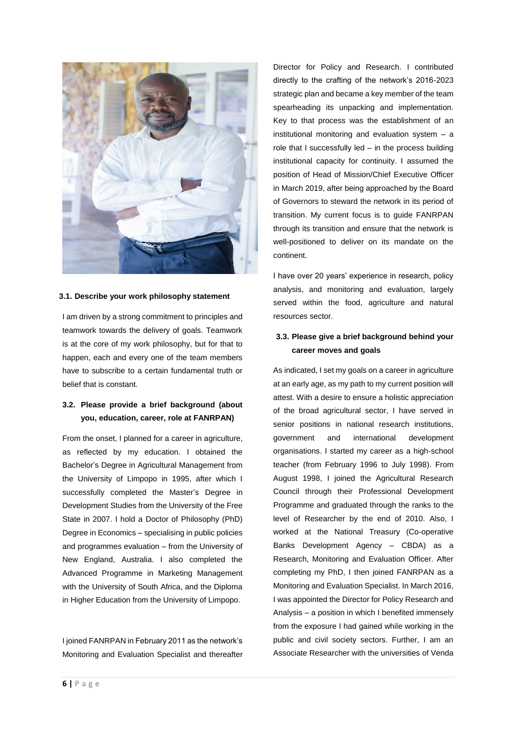### 3.1. Describe your work philosophy statement

I am driven by a strong commitment to principles and teamwork towards the delivery of goals. Teamwork is at the core of my work philosophy, but for that to happen, each and every one of the team members have to subscribe to a certain fundamental truth or belief that is constant.

### 3.2. Please provide a brief background (about you, education, career, role at FANRPAN)

From the onset, I planned for a career in agriculture, as reflected by my education. I obtained the Bachelor's Degree in Agricultural Management from the University of Limpopo in 1995, after which I successfully completed the Master's Degree in Development Studies from the University of the Free State in 2007. I hold a Doctor of Philosophy (PhD) Degree in Economics – specialising in public policies and programmes evaluation – from the University of New England, Australia. I also completed the Advanced Programme in Marketing Management with the University of South Africa, and the Diploma in Higher Education from the University of Limpopo.

I joined FANRPAN in February 2011 as the network's Monitoring and Evaluation Specialist and thereafter Director for Policy and Research. I contributed directly to the crafting of the network's 2016-2023 strategic plan and became a key member of the team spearheading its unpacking and implementation. Key to that process was the establishment of an institutional monitoring and evaluation system – a role that I successfully led – in the process building institutional capacity for continuity. I assumed the position of Head of Mission/Chief Executive Officer in March 2019, after being approached by the Board of Governors to steward the network in its period of transition. My current focus is to guide FANRPAN through its transition and ensure that the network is well-positioned to deliver on its mandate on the continent.

I have over 20 years' experience in research, policy analysis, and monitoring and evaluation, largely served within the food, agriculture and natural resources sector.

### 3.3. Please give a brief background behind your career moves and goals

As indicated, I set my goals on a career in agriculture at an early age, as my path to my current position will attest. With a desire to ensure a holistic appreciation of the broad agricultural sector, I have served in senior positions in national research institutions, government and international development organisations. I started my career as a high-school teacher (from February 1996 to July 1998). From August 1998, I joined the Agricultural Research Council through their Professional Development Programme and graduated through the ranks to the level of Researcher by the end of 2010. Also, I worked at the National Treasury (Co-operative Banks Development Agency – CBDA) as a Research, Monitoring and Evaluation Officer. After completing my PhD, I then joined FANRPAN as a Monitoring and Evaluation Specialist. In March 2016, I was appointed the Director for Policy Research and Analysis – a position in which I benefited immensely from the exposure I had gained while working in the public and civil society sectors. Further, I am an Associate Researcher with the universities of Venda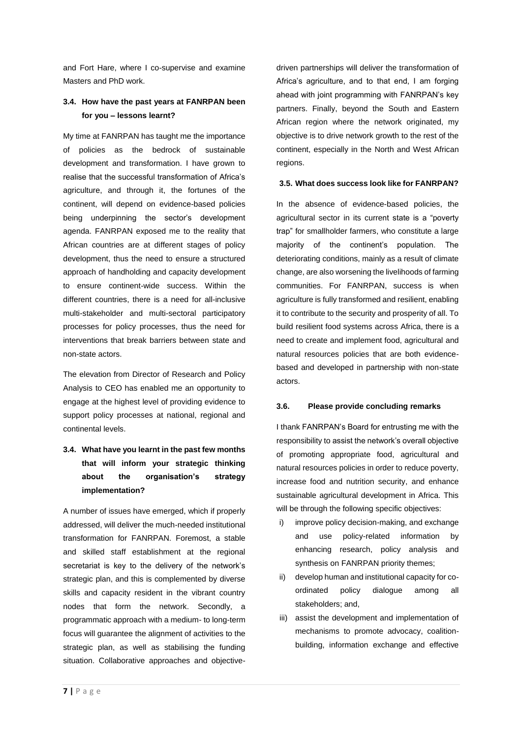and Fort Hare, where I co-supervise and examine Masters and PhD work.

### 3.4. How have the past years at FANRPAN been for you – lessons learnt?

My time at FANRPAN has taught me the importance of policies as the bedrock of sustainable development and transformation. I have grown to realise that the successful transformation of Africa's agriculture, and through it, the fortunes of the continent, will depend on evidence-based policies being underpinning the sector's development agenda. FANRPAN exposed me to the reality that African countries are at different stages of policy development, thus the need to ensure a structured approach of handholding and capacity development to ensure continent-wide success. Within the different countries, there is a need for all-inclusive multi-stakeholder and multi-sectoral participatory processes for policy processes, thus the need for interventions that break barriers between state and non-state actors.

The elevation from Director of Research and Policy Analysis to CEO has enabled me an opportunity to engage at the highest level of providing evidence to support policy processes at national, regional and continental levels.

### 3.4. What have you learnt in the past few months that will inform your strategic thinking about the organisation's strategy implementation?

A number of issues have emerged, which if properly addressed, will deliver the much-needed institutional transformation for FANRPAN. Foremost, a stable and skilled staff establishment at the regional secretariat is key to the delivery of the network's strategic plan, and this is complemented by diverse skills and capacity resident in the vibrant country nodes that form the network. Secondly, a programmatic approach with a medium- to long-term focus will guarantee the alignment of activities to the strategic plan, as well as stabilising the funding situation. Collaborative approaches and objective-driven partnerships will deliver the transformation of Africa's agriculture, and to that end, I am forging ahead with joint programming with FANRPAN's key partners. Finally, beyond the South and Eastern African region where the network originated, my objective is to drive network growth to the rest of the continent, especially in the North and West African regions.

### 3.5. What does success look like for FANRPAN?

In the absence of evidence-based policies, the agricultural sector in its current state is a "poverty trap" for smallholder farmers, who constitute a large majority of the continent's population. The deteriorating conditions, mainly as a result of climate change, are also worsening the livelihoods of farming communities. For FANRPAN, success is when agriculture is fully transformed and resilient, enabling it to contribute to the security and prosperity of all. To build resilient food systems across Africa, there is a need to create and implement food, agricultural and natural resources policies that are both evidence-based and developed in partnership with non-state actors.

### 3.6. Please provide concluding remarks

I thank FANRPAN's Board for entrusting me with the responsibility to assist the network's overall objective of promoting appropriate food, agricultural and natural resources policies in order to reduce poverty, increase food and nutrition security, and enhance sustainable agricultural development in Africa. This will be through the following specific objectives:

i) improve policy decision-making, and exchange and use policy-related information by enhancing research, policy analysis and synthesis on FANRPAN priority themes;
ii) develop human and institutional capacity for co-ordinated policy dialogue among all stakeholders; and,
iii) assist the development and implementation of mechanisms to promote advocacy, coalition-building, information exchange and effective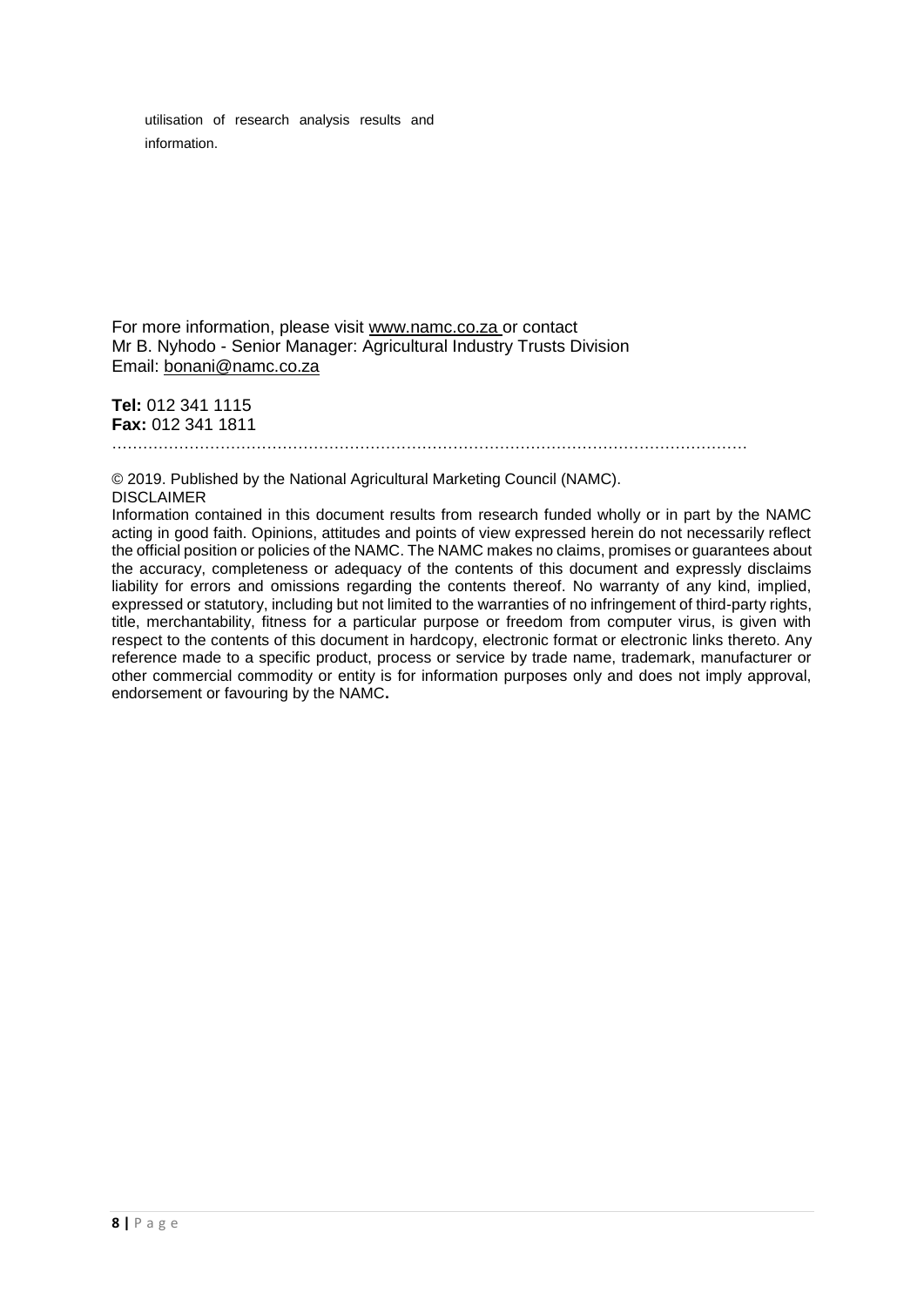utilisation of research analysis results and information.

For more information, please visit www.namc.co.za or contact
Mr B. Nyhodo - Senior Manager: Agricultural Industry Trusts Division
Email: bonani@namc.co.za

**Tel:** 012 341 1115
**Fax:** 012 341 1811

……………………………………………………………………………………………………………

© 2019. Published by the National Agricultural Marketing Council (NAMC).
DISCLAIMER
Information contained in this document results from research funded wholly or in part by the NAMC acting in good faith. Opinions, attitudes and points of view expressed herein do not necessarily reflect the official position or policies of the NAMC. The NAMC makes no claims, promises or guarantees about the accuracy, completeness or adequacy of the contents of this document and expressly disclaims liability for errors and omissions regarding the contents thereof. No warranty of any kind, implied, expressed or statutory, including but not limited to the warranties of no infringement of third-party rights, title, merchantability, fitness for a particular purpose or freedom from computer virus, is given with respect to the contents of this document in hardcopy, electronic format or electronic links thereto. Any reference made to a specific product, process or service by trade name, trademark, manufacturer or other commercial commodity or entity is for information purposes only and does not imply approval, endorsement or favouring by the NAMC**.**